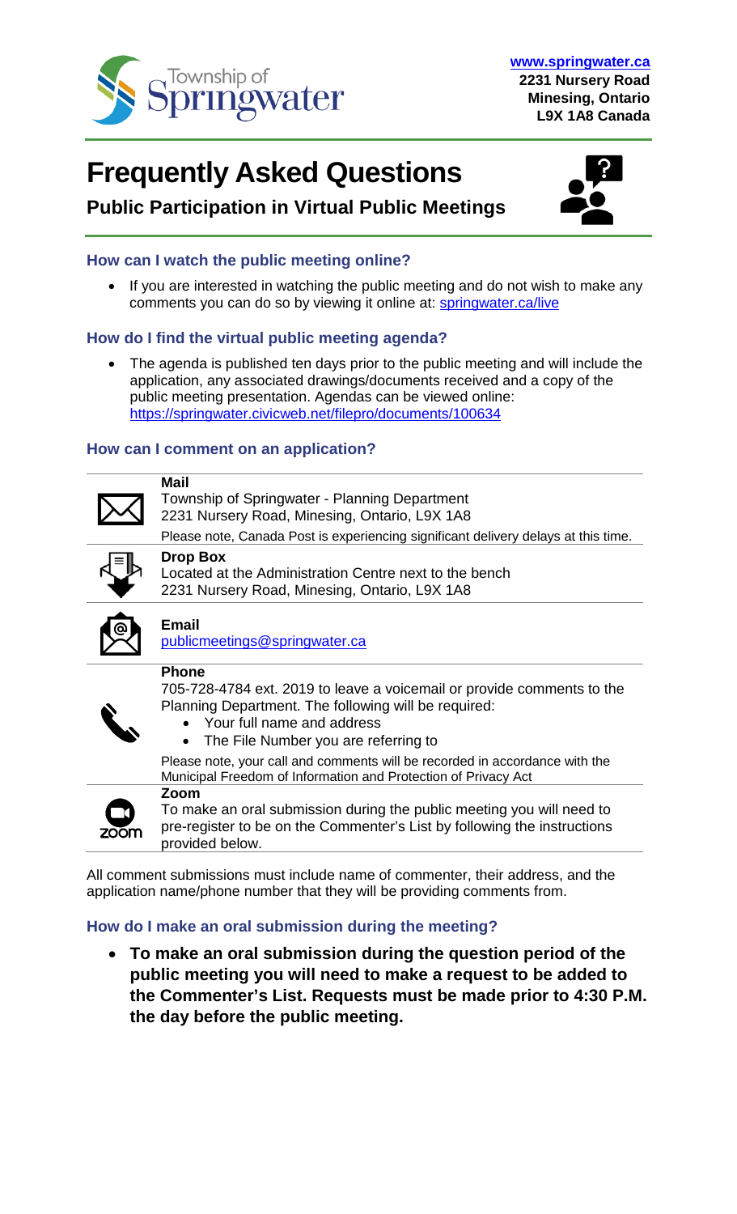Township of Springwater

www.springwater.ca
**2231 Nursery Road**
**Minesing, Ontario**
**L9X 1A8 Canada**

# Frequently Asked Questions

## Public Participation in Virtual Public Meetings

### How can I watch the public meeting online?

- If you are interested in watching the public meeting and do not wish to make any comments you can do so by viewing it online at: springwater.ca/live

### How do I find the virtual public meeting agenda?

- The agenda is published ten days prior to the public meeting and will include the application, any associated drawings/documents received and a copy of the public meeting presentation. Agendas can be viewed online: https://springwater.civicweb.net/filepro/documents/100634

### How can I comment on an application?

**Mail**
Township of Springwater - Planning Department
2231 Nursery Road, Minesing, Ontario, L9X 1A8
Please note, Canada Post is experiencing significant delivery delays at this time.

**Drop Box**
Located at the Administration Centre next to the bench
2231 Nursery Road, Minesing, Ontario, L9X 1A8

**Email**
publicmeetings@springwater.ca

**Phone**
705-728-4784 ext. 2019 to leave a voicemail or provide comments to the Planning Department. The following will be required:

- Your full name and address
- The File Number you are referring to

Please note, your call and comments will be recorded in accordance with the Municipal Freedom of Information and Protection of Privacy Act

**Zoom**
To make an oral submission during the public meeting you will need to pre-register to be on the Commenter's List by following the instructions provided below.

All comment submissions must include name of commenter, their address, and the application name/phone number that they will be providing comments from.

### How do I make an oral submission during the meeting?

- **To make an oral submission during the question period of the public meeting you will need to make a request to be added to the Commenter's List. Requests must be made prior to 4:30 P.M. the day before the public meeting.**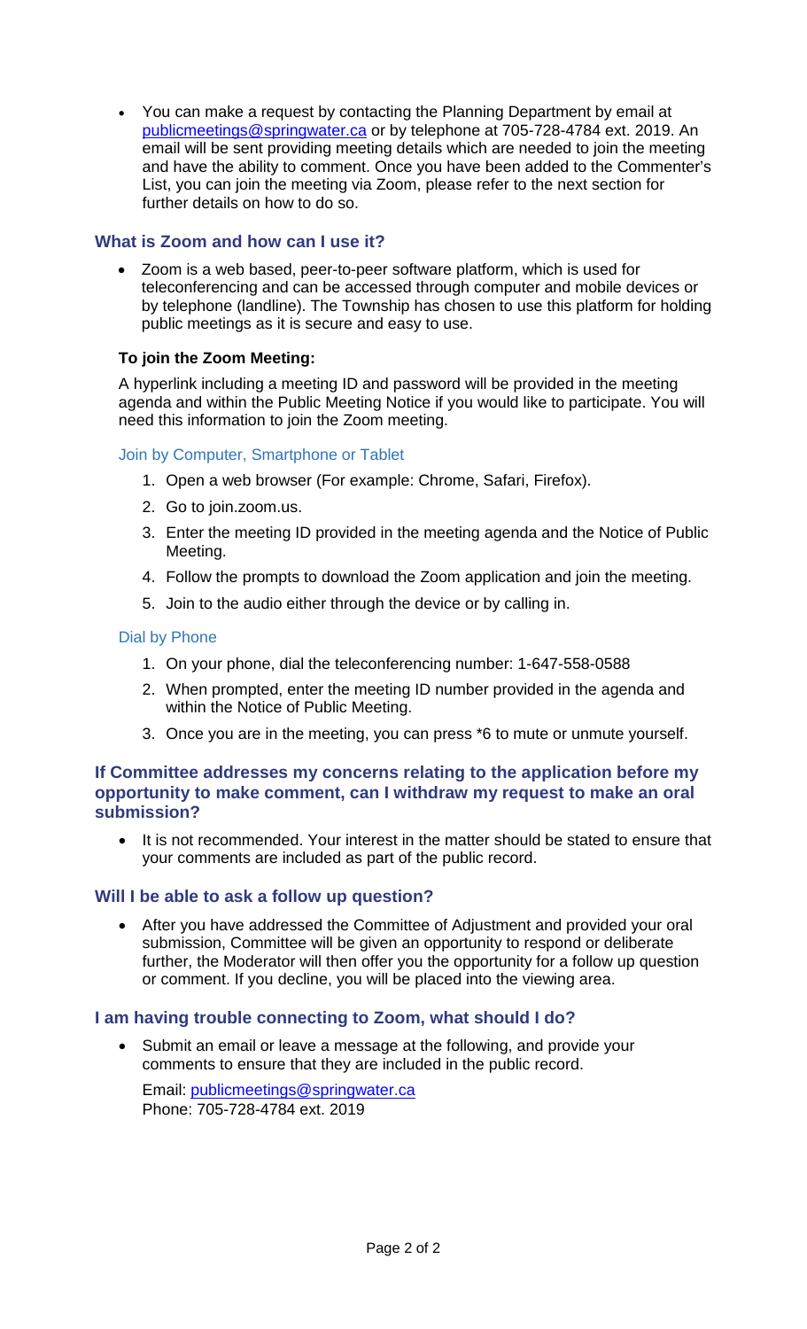- You can make a request by contacting the Planning Department by email at publicmeetings@springwater.ca or by telephone at 705-728-4784 ext. 2019. An email will be sent providing meeting details which are needed to join the meeting and have the ability to comment. Once you have been added to the Commenter's List, you can join the meeting via Zoom, please refer to the next section for further details on how to do so.

## What is Zoom and how can I use it?

- Zoom is a web based, peer-to-peer software platform, which is used for teleconferencing and can be accessed through computer and mobile devices or by telephone (landline). The Township has chosen to use this platform for holding public meetings as it is secure and easy to use.

**To join the Zoom Meeting:**

A hyperlink including a meeting ID and password will be provided in the meeting agenda and within the Public Meeting Notice if you would like to participate. You will need this information to join the Zoom meeting.

### Join by Computer, Smartphone or Tablet

1. Open a web browser (For example: Chrome, Safari, Firefox).
2. Go to join.zoom.us.
3. Enter the meeting ID provided in the meeting agenda and the Notice of Public Meeting.
4. Follow the prompts to download the Zoom application and join the meeting.
5. Join to the audio either through the device or by calling in.

### Dial by Phone

1. On your phone, dial the teleconferencing number: 1-647-558-0588
2. When prompted, enter the meeting ID number provided in the agenda and within the Notice of Public Meeting.
3. Once you are in the meeting, you can press *6 to mute or unmute yourself.

## If Committee addresses my concerns relating to the application before my opportunity to make comment, can I withdraw my request to make an oral submission?

- It is not recommended. Your interest in the matter should be stated to ensure that your comments are included as part of the public record.

## Will I be able to ask a follow up question?

- After you have addressed the Committee of Adjustment and provided your oral submission, Committee will be given an opportunity to respond or deliberate further, the Moderator will then offer you the opportunity for a follow up question or comment. If you decline, you will be placed into the viewing area.

## I am having trouble connecting to Zoom, what should I do?

- Submit an email or leave a message at the following, and provide your comments to ensure that they are included in the public record.

  Email: publicmeetings@springwater.ca
  Phone: 705-728-4784 ext. 2019